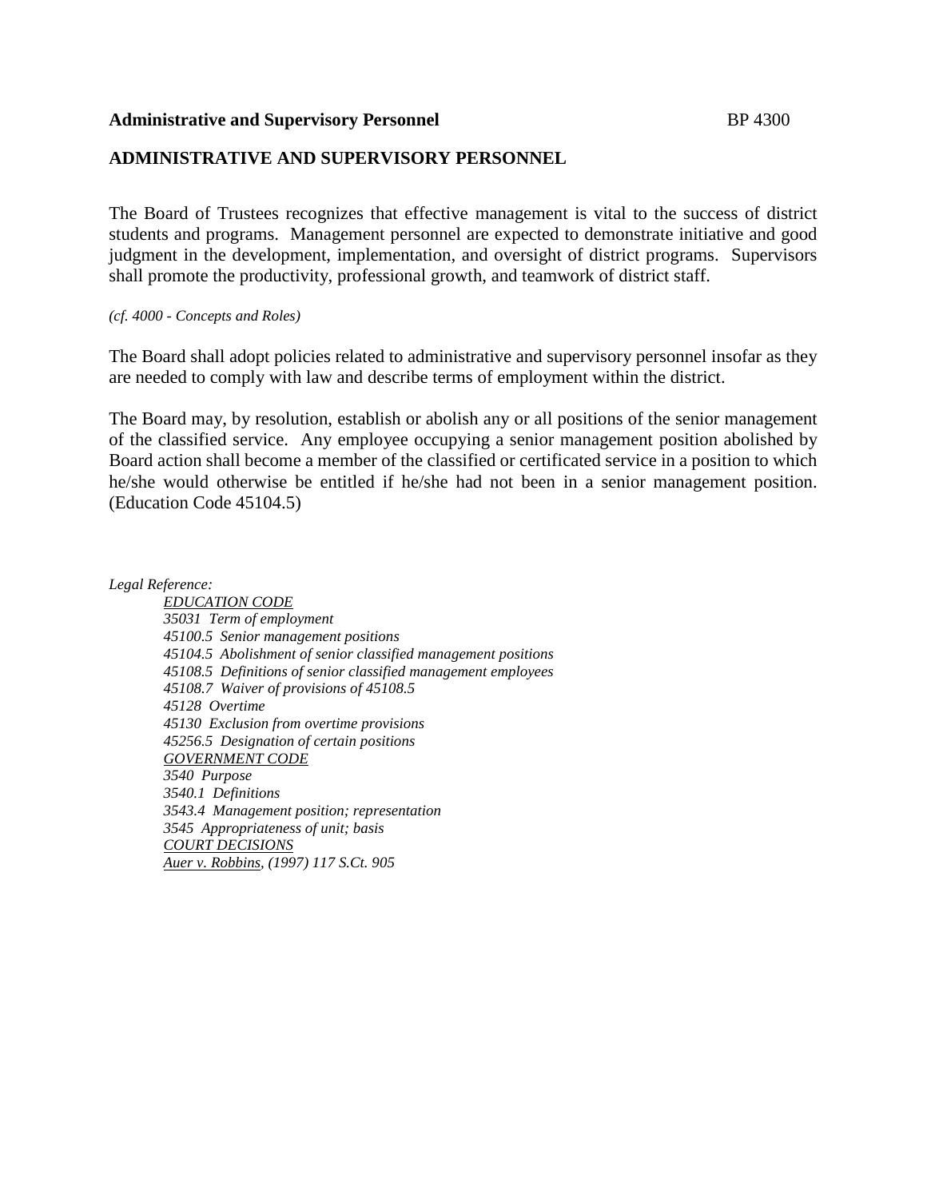**Administrative and Supervisory Personnel** BP 4300

## ADMINISTRATIVE AND SUPERVISORY PERSONNEL

The Board of Trustees recognizes that effective management is vital to the success of district students and programs. Management personnel are expected to demonstrate initiative and good judgment in the development, implementation, and oversight of district programs. Supervisors shall promote the productivity, professional growth, and teamwork of district staff.

*(cf. 4000 - Concepts and Roles)*

The Board shall adopt policies related to administrative and supervisory personnel insofar as they are needed to comply with law and describe terms of employment within the district.

The Board may, by resolution, establish or abolish any or all positions of the senior management of the classified service. Any employee occupying a senior management position abolished by Board action shall become a member of the classified or certificated service in a position to which he/she would otherwise be entitled if he/she had not been in a senior management position. (Education Code 45104.5)

*Legal Reference:*

*EDUCATION CODE*
*35031 Term of employment*
*45100.5 Senior management positions*
*45104.5 Abolishment of senior classified management positions*
*45108.5 Definitions of senior classified management employees*
*45108.7 Waiver of provisions of 45108.5*
*45128 Overtime*
*45130 Exclusion from overtime provisions*
*45256.5 Designation of certain positions*

*GOVERNMENT CODE*
*3540 Purpose*
*3540.1 Definitions*
*3543.4 Management position; representation*
*3545 Appropriateness of unit; basis*

*COURT DECISIONS*
*Auer v. Robbins, (1997) 117 S.Ct. 905*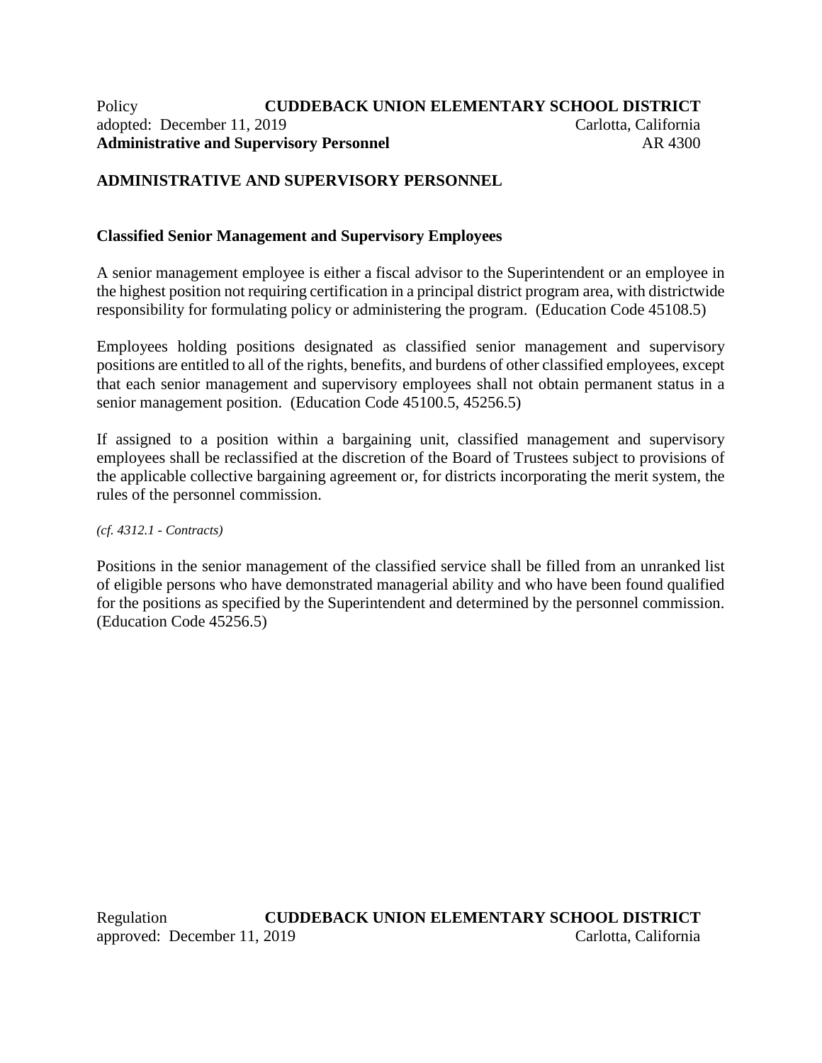Policy **CUDDEBACK UNION ELEMENTARY SCHOOL DISTRICT**
adopted: December 11, 2019 Carlotta, California
**Administrative and Supervisory Personnel** AR 4300

## ADMINISTRATIVE AND SUPERVISORY PERSONNEL

### Classified Senior Management and Supervisory Employees

A senior management employee is either a fiscal advisor to the Superintendent or an employee in the highest position not requiring certification in a principal district program area, with districtwide responsibility for formulating policy or administering the program. (Education Code 45108.5)

Employees holding positions designated as classified senior management and supervisory positions are entitled to all of the rights, benefits, and burdens of other classified employees, except that each senior management and supervisory employees shall not obtain permanent status in a senior management position. (Education Code 45100.5, 45256.5)

If assigned to a position within a bargaining unit, classified management and supervisory employees shall be reclassified at the discretion of the Board of Trustees subject to provisions of the applicable collective bargaining agreement or, for districts incorporating the merit system, the rules of the personnel commission.

*(cf. 4312.1 - Contracts)*

Positions in the senior management of the classified service shall be filled from an unranked list of eligible persons who have demonstrated managerial ability and who have been found qualified for the positions as specified by the Superintendent and determined by the personnel commission. (Education Code 45256.5)

Regulation **CUDDEBACK UNION ELEMENTARY SCHOOL DISTRICT**
approved: December 11, 2019 Carlotta, California